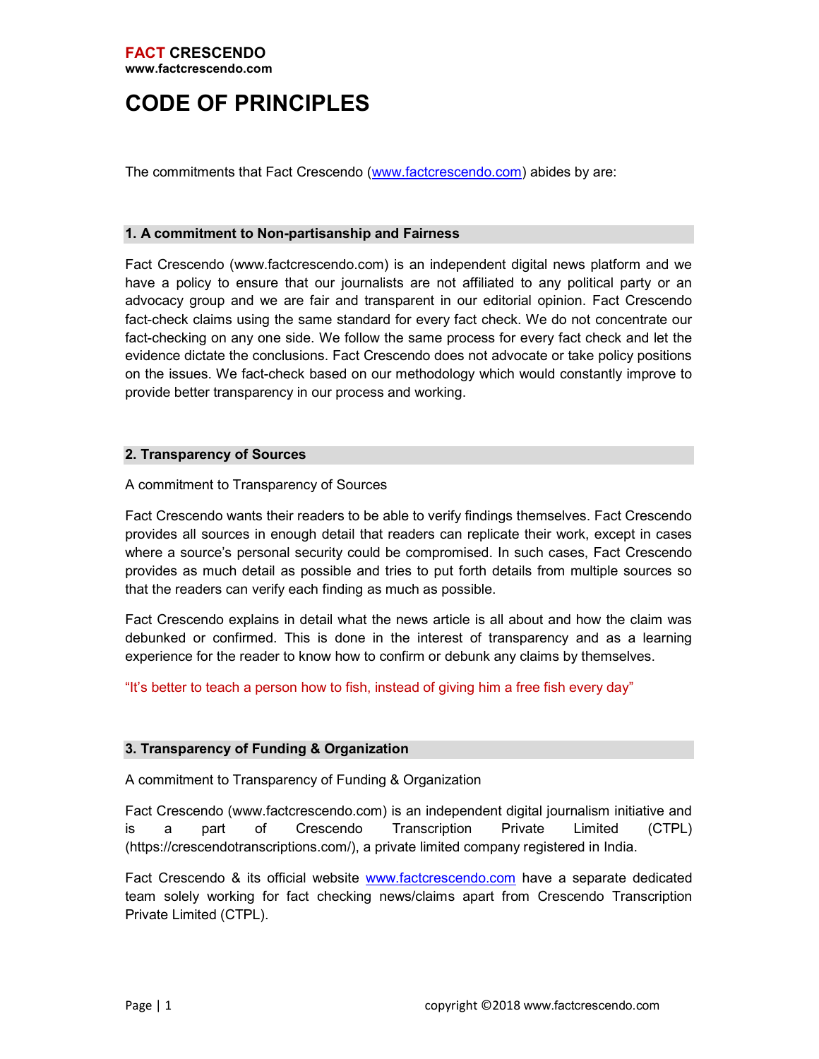**FACT CRESCENDO**
**www.factcrescendo.com**

# CODE OF PRINCIPLES

The commitments that Fact Crescendo ([www.factcrescendo.com](www.factcrescendo.com)) abides by are:

## 1. A commitment to Non-partisanship and Fairness

Fact Crescendo (www.factcrescendo.com) is an independent digital news platform and we have a policy to ensure that our journalists are not affiliated to any political party or an advocacy group and we are fair and transparent in our editorial opinion. Fact Crescendo fact-check claims using the same standard for every fact check. We do not concentrate our fact-checking on any one side. We follow the same process for every fact check and let the evidence dictate the conclusions. Fact Crescendo does not advocate or take policy positions on the issues. We fact-check based on our methodology which would constantly improve to provide better transparency in our process and working.

## 2. Transparency of Sources

A commitment to Transparency of Sources

Fact Crescendo wants their readers to be able to verify findings themselves. Fact Crescendo provides all sources in enough detail that readers can replicate their work, except in cases where a source's personal security could be compromised. In such cases, Fact Crescendo provides as much detail as possible and tries to put forth details from multiple sources so that the readers can verify each finding as much as possible.

Fact Crescendo explains in detail what the news article is all about and how the claim was debunked or confirmed. This is done in the interest of transparency and as a learning experience for the reader to know how to confirm or debunk any claims by themselves.

"It's better to teach a person how to fish, instead of giving him a free fish every day"

## 3. Transparency of Funding & Organization

A commitment to Transparency of Funding & Organization

Fact Crescendo (www.factcrescendo.com) is an independent digital journalism initiative and is a part of Crescendo Transcription Private Limited (CTPL) (https://crescendotranscriptions.com/), a private limited company registered in India.

Fact Crescendo & its official website [www.factcrescendo.com](www.factcrescendo.com) have a separate dedicated team solely working for fact checking news/claims apart from Crescendo Transcription Private Limited (CTPL).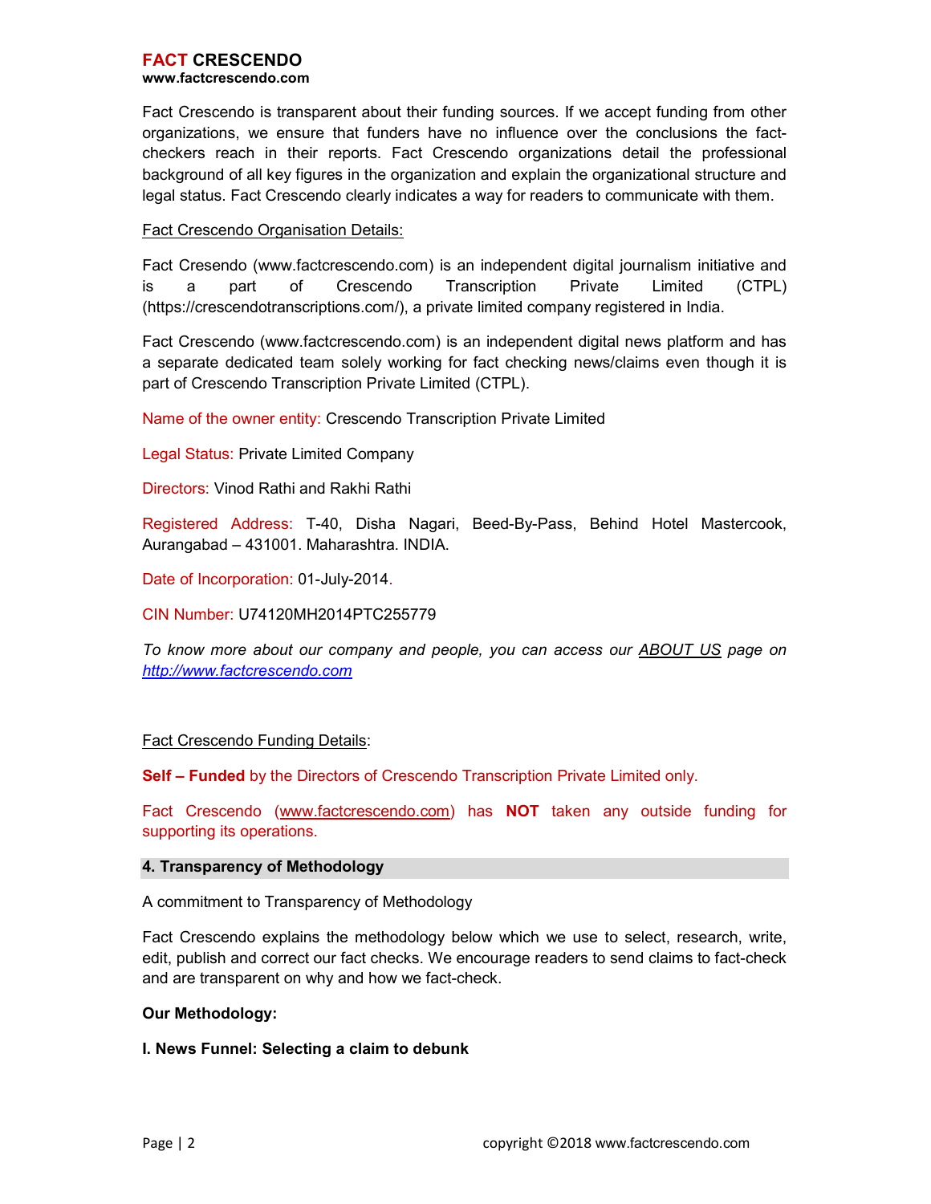Fact Crescendo is transparent about their funding sources. If we accept funding from other organizations, we ensure that funders have no influence over the conclusions the fact-checkers reach in their reports. Fact Crescendo organizations detail the professional background of all key figures in the organization and explain the organizational structure and legal status. Fact Crescendo clearly indicates a way for readers to communicate with them.

Fact Crescendo Organisation Details:

Fact Cresendo (www.factcrescendo.com) is an independent digital journalism initiative and is a part of Crescendo Transcription Private Limited (CTPL) (https://crescendotranscriptions.com/), a private limited company registered in India.

Fact Crescendo (www.factcrescendo.com) is an independent digital news platform and has a separate dedicated team solely working for fact checking news/claims even though it is part of Crescendo Transcription Private Limited (CTPL).

Name of the owner entity: Crescendo Transcription Private Limited

Legal Status: Private Limited Company

Directors: Vinod Rathi and Rakhi Rathi

Registered Address: T-40, Disha Nagari, Beed-By-Pass, Behind Hotel Mastercook, Aurangabad – 431001. Maharashtra. INDIA.

Date of Incorporation: 01-July-2014.

CIN Number: U74120MH2014PTC255779

*To know more about our company and people, you can access our ABOUT US page on http://www.factcrescendo.com*

Fact Crescendo Funding Details:

**Self – Funded** by the Directors of Crescendo Transcription Private Limited only.

Fact Crescendo (www.factcrescendo.com) has **NOT** taken any outside funding for supporting its operations.

## 4. Transparency of Methodology

A commitment to Transparency of Methodology

Fact Crescendo explains the methodology below which we use to select, research, write, edit, publish and correct our fact checks. We encourage readers to send claims to fact-check and are transparent on why and how we fact-check.

**Our Methodology:**

**I. News Funnel: Selecting a claim to debunk**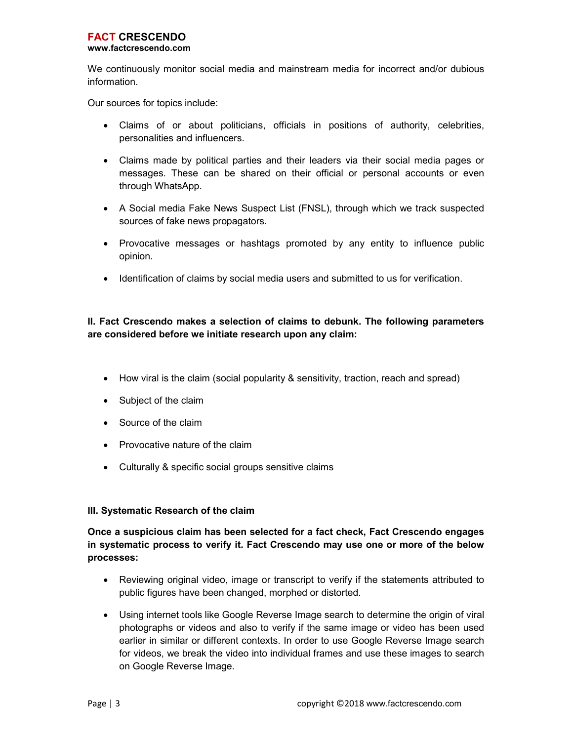We continuously monitor social media and mainstream media for incorrect and/or dubious information.

Our sources for topics include:

- Claims of or about politicians, officials in positions of authority, celebrities, personalities and influencers.
- Claims made by political parties and their leaders via their social media pages or messages. These can be shared on their official or personal accounts or even through WhatsApp.
- A Social media Fake News Suspect List (FNSL), through which we track suspected sources of fake news propagators.
- Provocative messages or hashtags promoted by any entity to influence public opinion.
- Identification of claims by social media users and submitted to us for verification.

**II. Fact Crescendo makes a selection of claims to debunk. The following parameters are considered before we initiate research upon any claim:**

- How viral is the claim (social popularity & sensitivity, traction, reach and spread)
- Subject of the claim
- Source of the claim
- Provocative nature of the claim
- Culturally & specific social groups sensitive claims

**III. Systematic Research of the claim**

**Once a suspicious claim has been selected for a fact check, Fact Crescendo engages in systematic process to verify it. Fact Crescendo may use one or more of the below processes:**

- Reviewing original video, image or transcript to verify if the statements attributed to public figures have been changed, morphed or distorted.
- Using internet tools like Google Reverse Image search to determine the origin of viral photographs or videos and also to verify if the same image or video has been used earlier in similar or different contexts. In order to use Google Reverse Image search for videos, we break the video into individual frames and use these images to search on Google Reverse Image.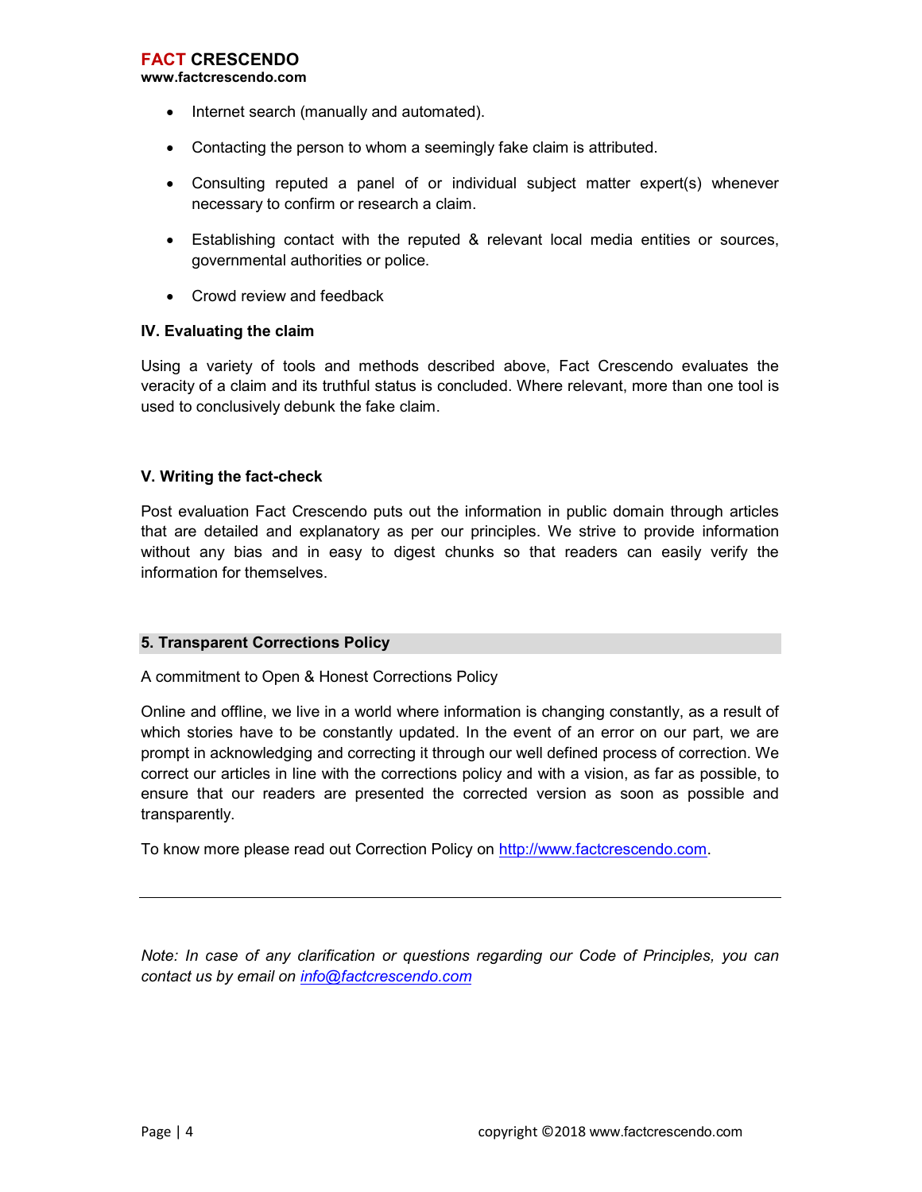- Internet search (manually and automated).
- Contacting the person to whom a seemingly fake claim is attributed.
- Consulting reputed a panel of or individual subject matter expert(s) whenever necessary to confirm or research a claim.
- Establishing contact with the reputed & relevant local media entities or sources, governmental authorities or police.
- Crowd review and feedback

### IV. Evaluating the claim

Using a variety of tools and methods described above, Fact Crescendo evaluates the veracity of a claim and its truthful status is concluded. Where relevant, more than one tool is used to conclusively debunk the fake claim.

### V. Writing the fact-check

Post evaluation Fact Crescendo puts out the information in public domain through articles that are detailed and explanatory as per our principles. We strive to provide information without any bias and in easy to digest chunks so that readers can easily verify the information for themselves.

## 5. Transparent Corrections Policy

A commitment to Open & Honest Corrections Policy

Online and offline, we live in a world where information is changing constantly, as a result of which stories have to be constantly updated. In the event of an error on our part, we are prompt in acknowledging and correcting it through our well defined process of correction. We correct our articles in line with the corrections policy and with a vision, as far as possible, to ensure that our readers are presented the corrected version as soon as possible and transparently.

To know more please read out Correction Policy on [http://www.factcrescendo.com](http://www.factcrescendo.com).

---

*Note: In case of any clarification or questions regarding our Code of Principles, you can contact us by email on [info@factcrescendo.com](mailto:info@factcrescendo.com)*